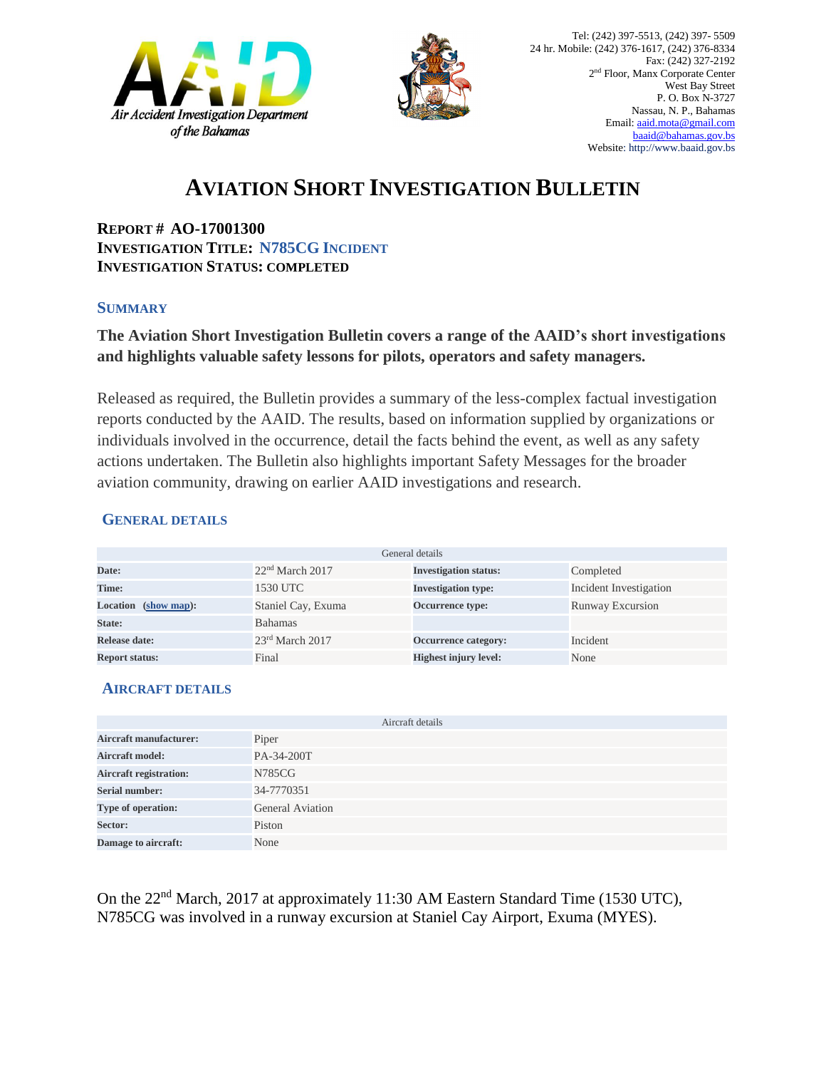Air Accident Investigation Department of the Bahamas

Tel: (242) 397-5513, (242) 397- 5509
24 hr. Mobile: (242) 376-1617, (242) 376-8334
Fax: (242) 327-2192
2nd Floor, Manx Corporate Center
West Bay Street
P. O. Box N-3727
Nassau, N. P., Bahamas
Email: aaid.mota@gmail.com
baaid@bahamas.gov.bs
Website: http://www.baaid.gov.bs

# AVIATION SHORT INVESTIGATION BULLETIN

**REPORT # AO-17001300**
**INVESTIGATION TITLE: N785CG INCIDENT**
**INVESTIGATION STATUS: COMPLETED**

## SUMMARY

**The Aviation Short Investigation Bulletin covers a range of the AAID's short investigations and highlights valuable safety lessons for pilots, operators and safety managers.**

Released as required, the Bulletin provides a summary of the less-complex factual investigation reports conducted by the AAID. The results, based on information supplied by organizations or individuals involved in the occurrence, detail the facts behind the event, as well as any safety actions undertaken. The Bulletin also highlights important Safety Messages for the broader aviation community, drawing on earlier AAID investigations and research.

## GENERAL DETAILS

| General details | | | |
|---|---|---|---|
| **Date:** | 22nd March 2017 | **Investigation status:** | Completed |
| **Time:** | 1530 UTC | **Investigation type:** | Incident Investigation |
| **Location (show map):** | Staniel Cay, Exuma | **Occurrence type:** | Runway Excursion |
| **State:** | Bahamas | | |
| **Release date:** | 23rd March 2017 | **Occurrence category:** | Incident |
| **Report status:** | Final | **Highest injury level:** | None |

## AIRCRAFT DETAILS

| Aircraft details | |
|---|---|
| **Aircraft manufacturer:** | Piper |
| **Aircraft model:** | PA-34-200T |
| **Aircraft registration:** | N785CG |
| **Serial number:** | 34-7770351 |
| **Type of operation:** | General Aviation |
| **Sector:** | Piston |
| **Damage to aircraft:** | None |

On the 22nd March, 2017 at approximately 11:30 AM Eastern Standard Time (1530 UTC), N785CG was involved in a runway excursion at Staniel Cay Airport, Exuma (MYES).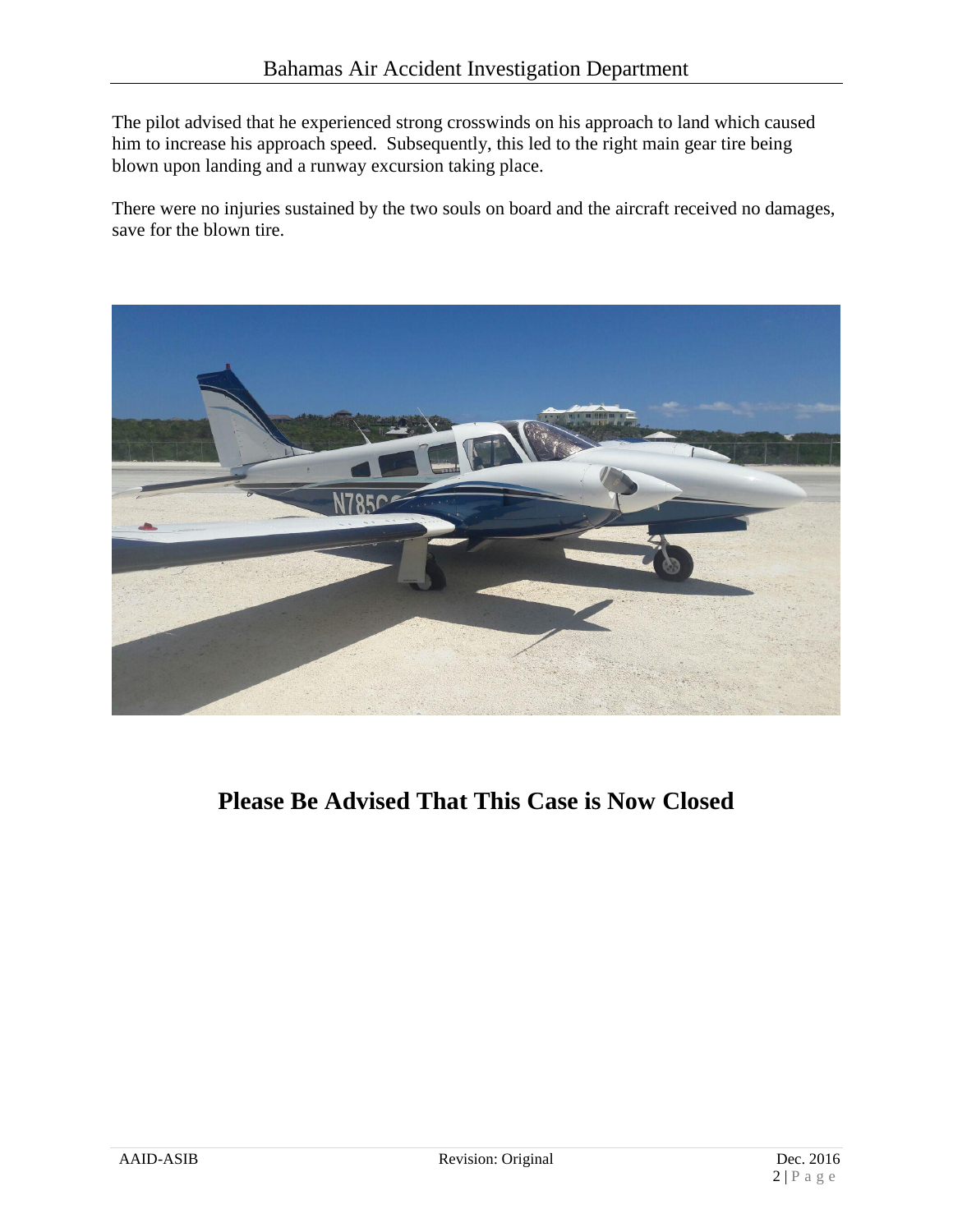The pilot advised that he experienced strong crosswinds on his approach to land which caused him to increase his approach speed. Subsequently, this led to the right main gear tire being blown upon landing and a runway excursion taking place.

There were no injuries sustained by the two souls on board and the aircraft received no damages, save for the blown tire.

## Please Be Advised That This Case is Now Closed